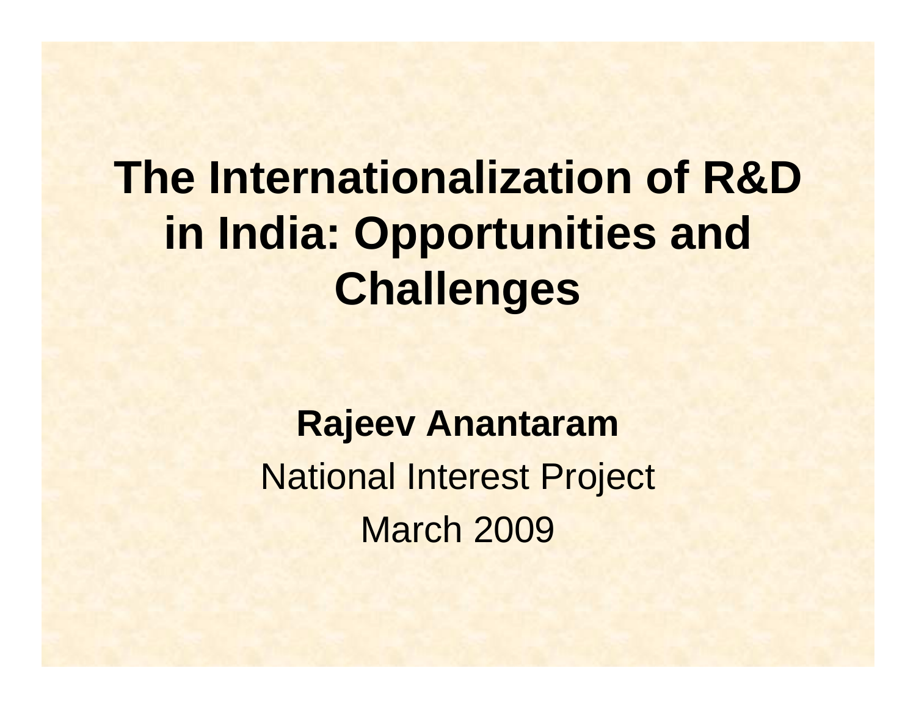# The Internationalization of R&D in India: Opportunities and Challenges

**Rajeev Anantaram**

National Interest Project

March 2009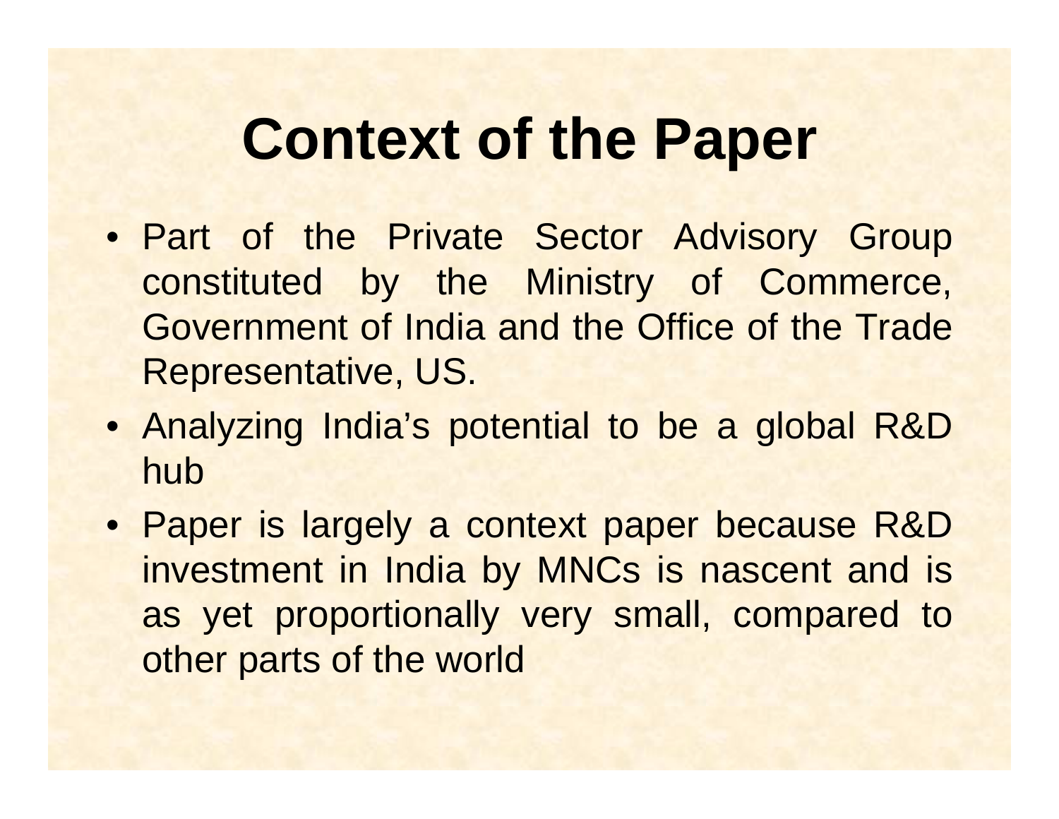# Context of the Paper

- Part of the Private Sector Advisory Group constituted by the Ministry of Commerce, Government of India and the Office of the Trade Representative, US.
- Analyzing India's potential to be a global R&D hub
- Paper is largely a context paper because R&D investment in India by MNCs is nascent and is as yet proportionally very small, compared to other parts of the world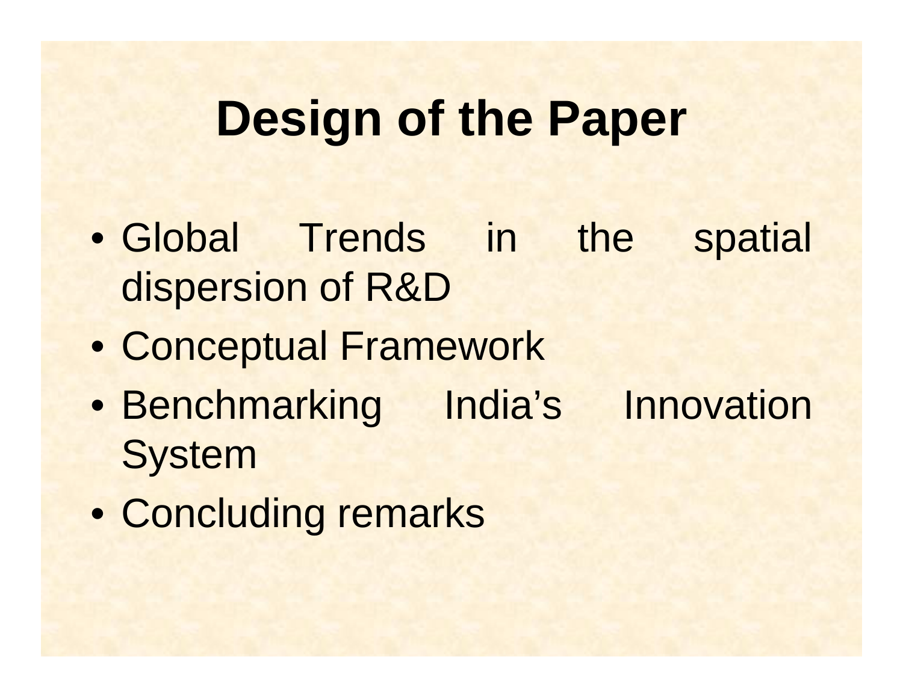# Design of the Paper

- Global Trends in the spatial dispersion of R&D
- Conceptual Framework
- Benchmarking India's Innovation System
- Concluding remarks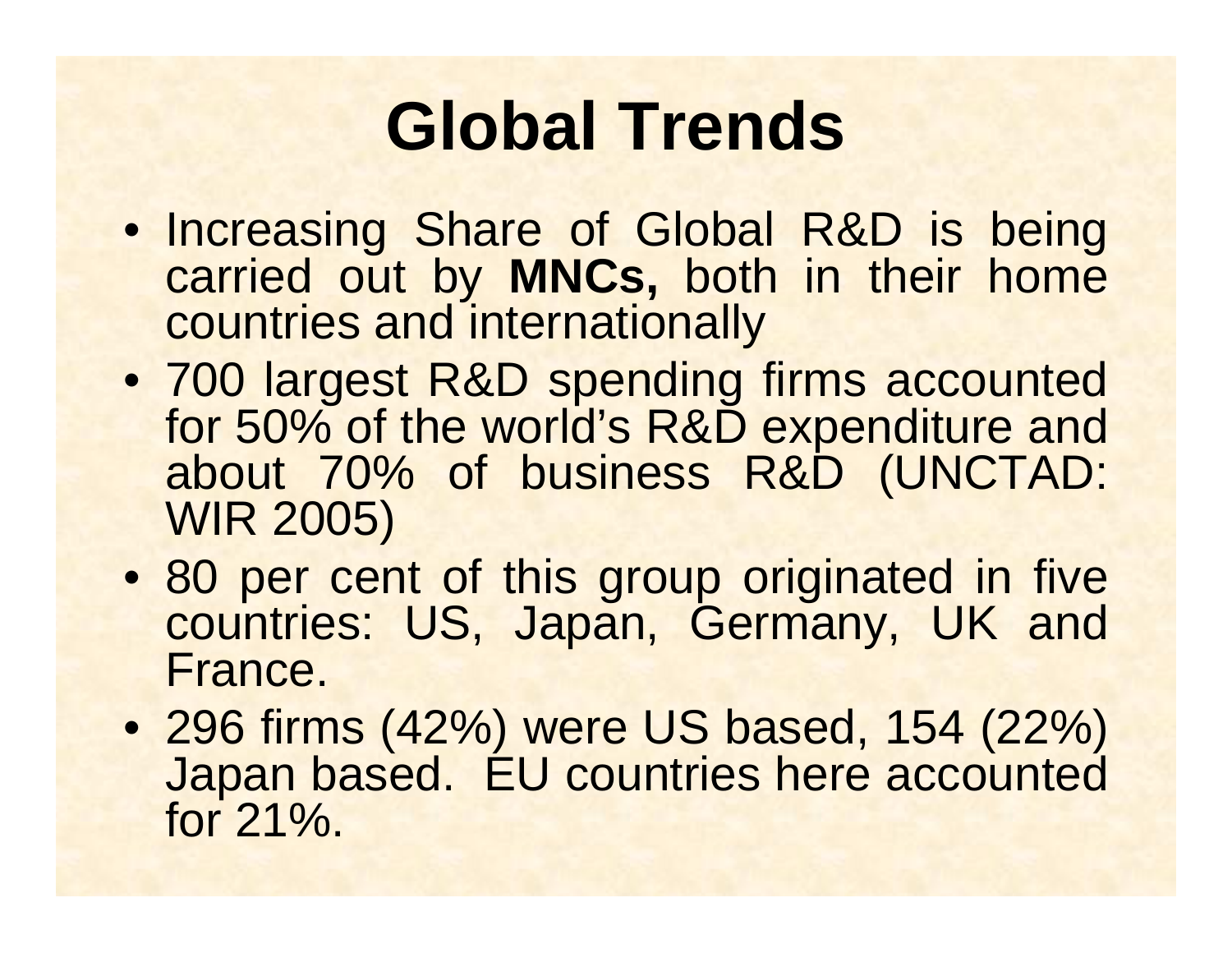# Global Trends

- Increasing Share of Global R&D is being carried out by **MNCs,** both in their home countries and internationally
- 700 largest R&D spending firms accounted for 50% of the world's R&D expenditure and about 70% of business R&D (UNCTAD: WIR 2005)
- 80 per cent of this group originated in five countries: US, Japan, Germany, UK and France.
- 296 firms (42%) were US based, 154 (22%) Japan based. EU countries here accounted for 21%.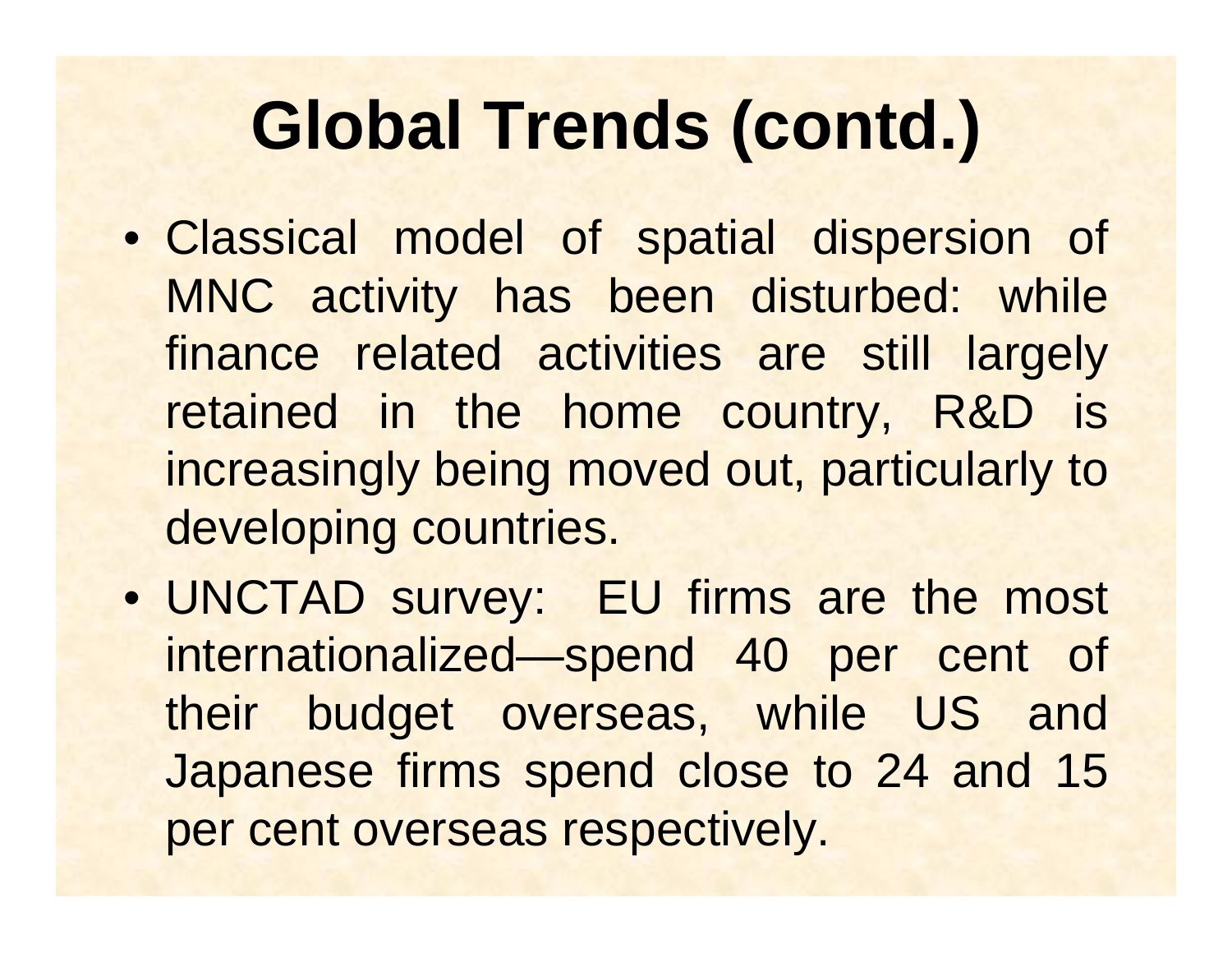# Global Trends (contd.)

- Classical model of spatial dispersion of MNC activity has been disturbed: while finance related activities are still largely retained in the home country, R&D is increasingly being moved out, particularly to developing countries.
- UNCTAD survey: EU firms are the most internationalized—spend 40 per cent of their budget overseas, while US and Japanese firms spend close to 24 and 15 per cent overseas respectively.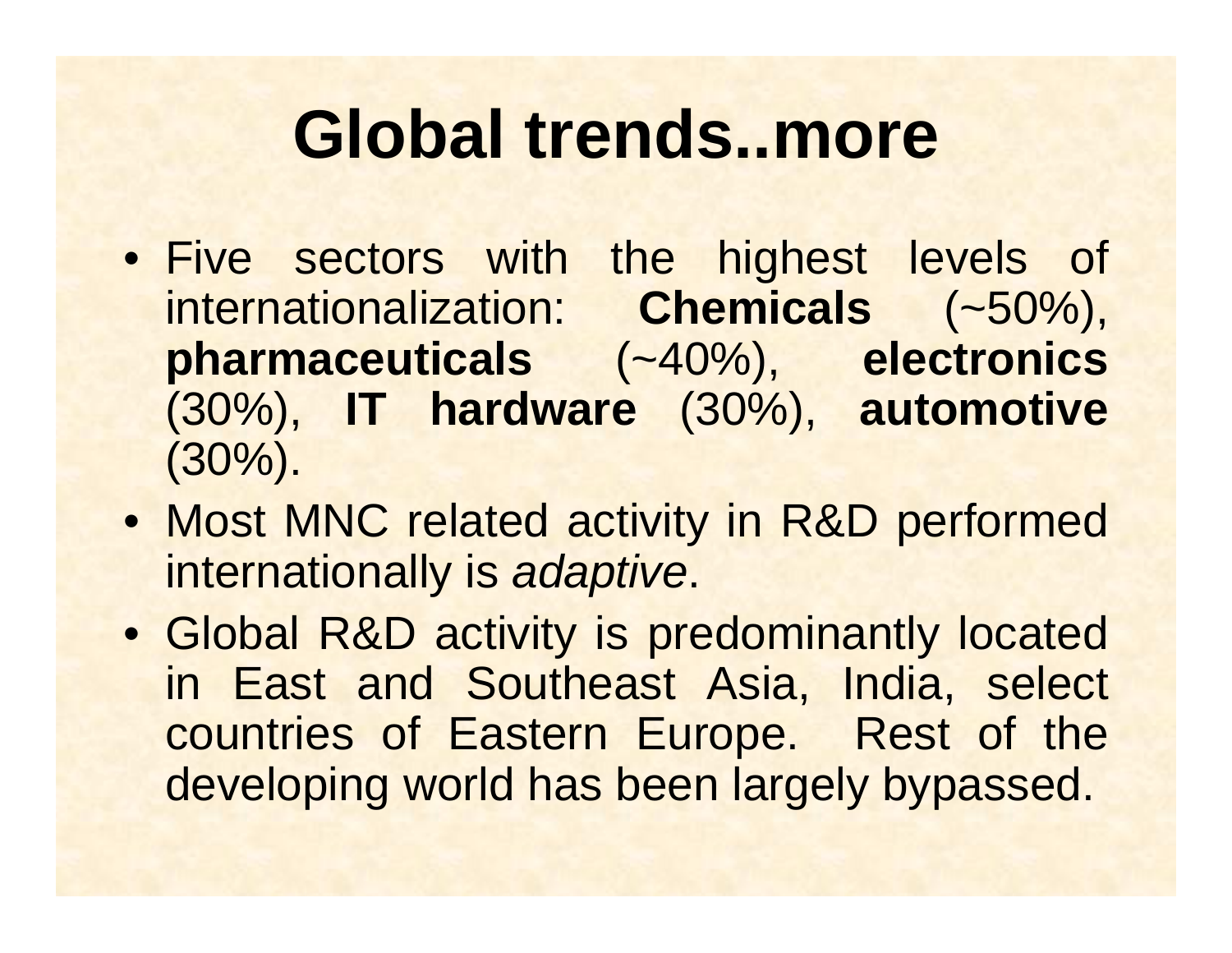# Global trends..more

- Five sectors with the highest levels of internationalization: **Chemicals** (~50%), **pharmaceuticals** (~40%), **electronics** (30%), **IT hardware** (30%), **automotive** (30%).
- Most MNC related activity in R&D performed internationally is *adaptive*.
- Global R&D activity is predominantly located in East and Southeast Asia, India, select countries of Eastern Europe. Rest of the developing world has been largely bypassed.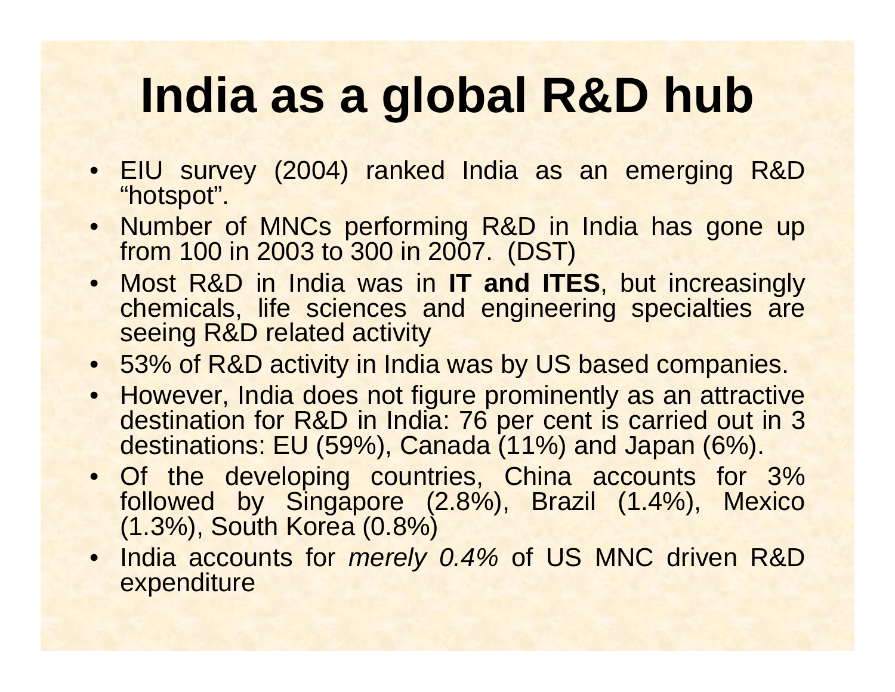# India as a global R&D hub

- EIU survey (2004) ranked India as an emerging R&D "hotspot".
- Number of MNCs performing R&D in India has gone up from 100 in 2003 to 300 in 2007. (DST)
- Most R&D in India was in **IT and ITES**, but increasingly chemicals, life sciences and engineering specialties are seeing R&D related activity
- 53% of R&D activity in India was by US based companies.
- However, India does not figure prominently as an attractive destination for R&D in India: 76 per cent is carried out in 3 destinations: EU (59%), Canada (11%) and Japan (6%).
- Of the developing countries, China accounts for 3% followed by Singapore (2.8%), Brazil (1.4%), Mexico (1.3%), South Korea (0.8%)
- India accounts for *merely 0.4%* of US MNC driven R&D expenditure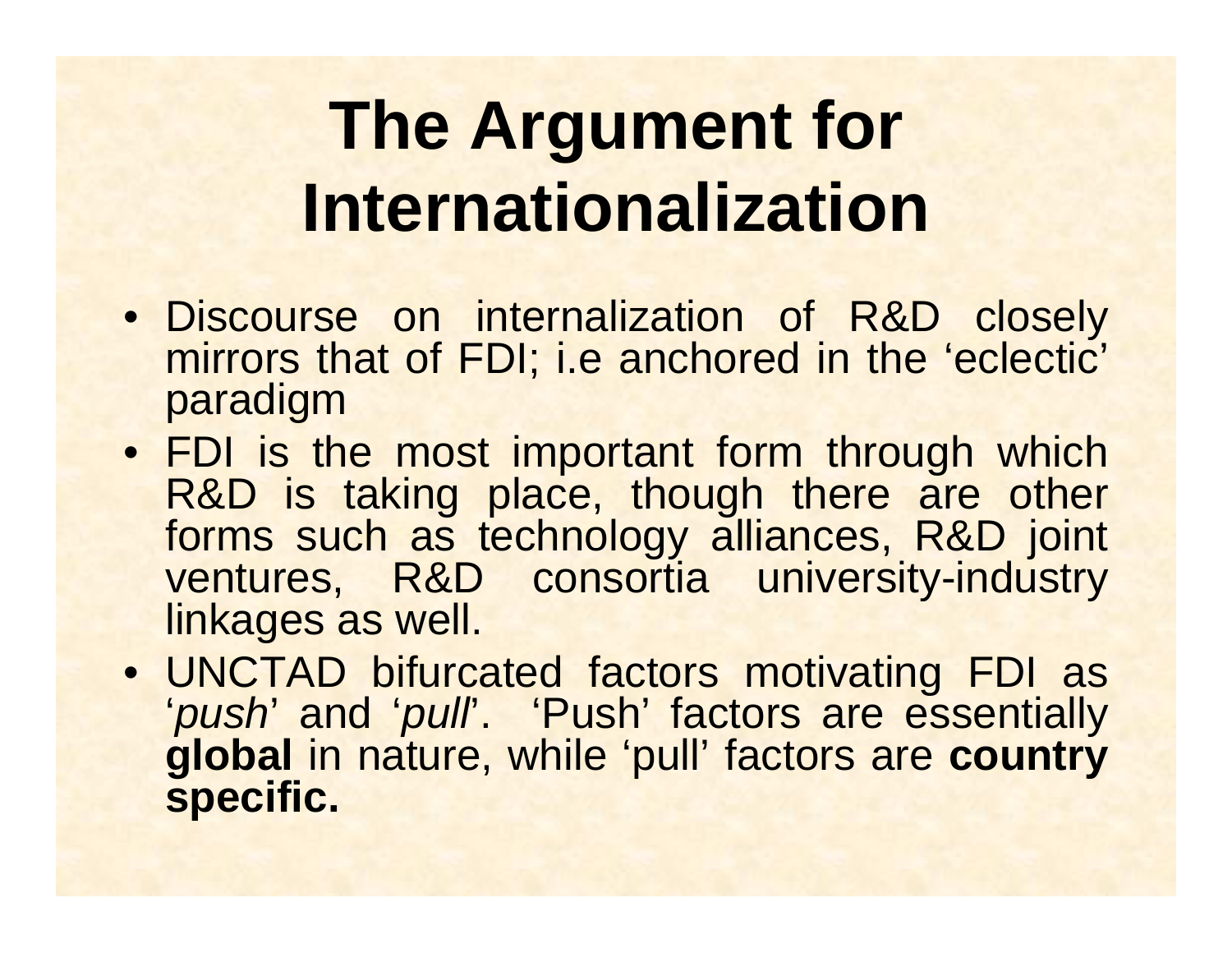# The Argument for Internationalization

- Discourse on internalization of R&D closely mirrors that of FDI; i.e anchored in the 'eclectic' paradigm
- FDI is the most important form through which R&D is taking place, though there are other forms such as technology alliances, R&D joint ventures, R&D consortia university-industry linkages as well.
- UNCTAD bifurcated factors motivating FDI as '*push*' and '*pull*'. 'Push' factors are essentially **global** in nature, while 'pull' factors are **country specific.**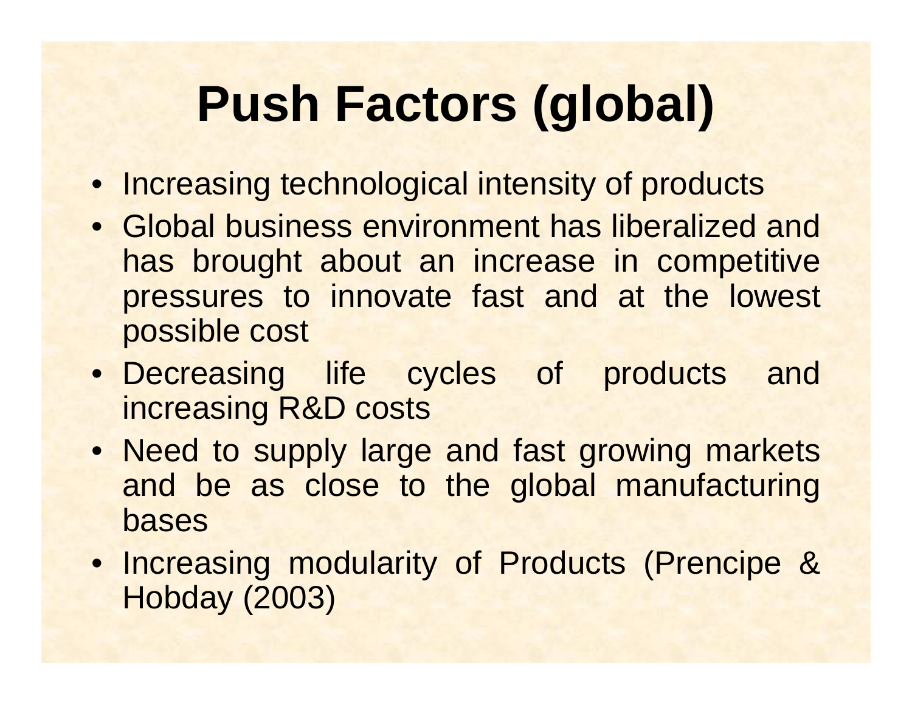# Push Factors (global)

- Increasing technological intensity of products
- Global business environment has liberalized and has brought about an increase in competitive pressures to innovate fast and at the lowest possible cost
- Decreasing life cycles of products and increasing R&D costs
- Need to supply large and fast growing markets and be as close to the global manufacturing bases
- Increasing modularity of Products (Prencipe & Hobday (2003)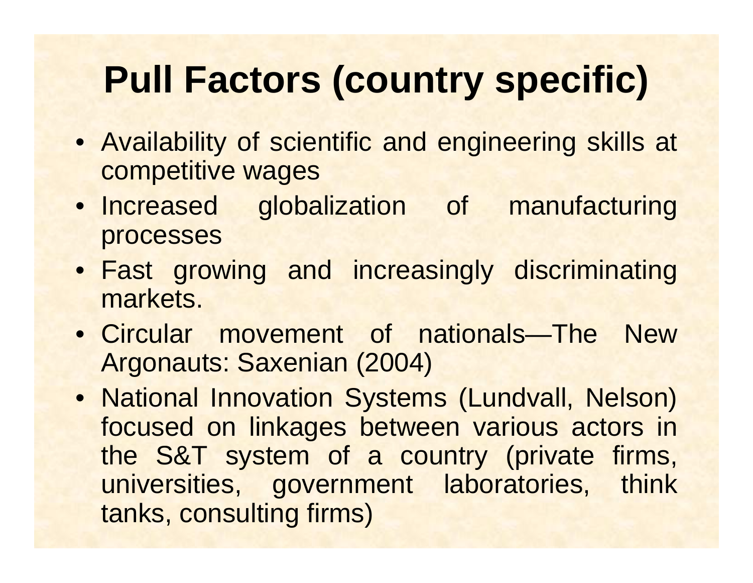# Pull Factors (country specific)

- Availability of scientific and engineering skills at competitive wages
- Increased globalization of manufacturing processes
- Fast growing and increasingly discriminating markets.
- Circular movement of nationals—The New Argonauts: Saxenian (2004)
- National Innovation Systems (Lundvall, Nelson) focused on linkages between various actors in the S&T system of a country (private firms, universities, government laboratories, think tanks, consulting firms)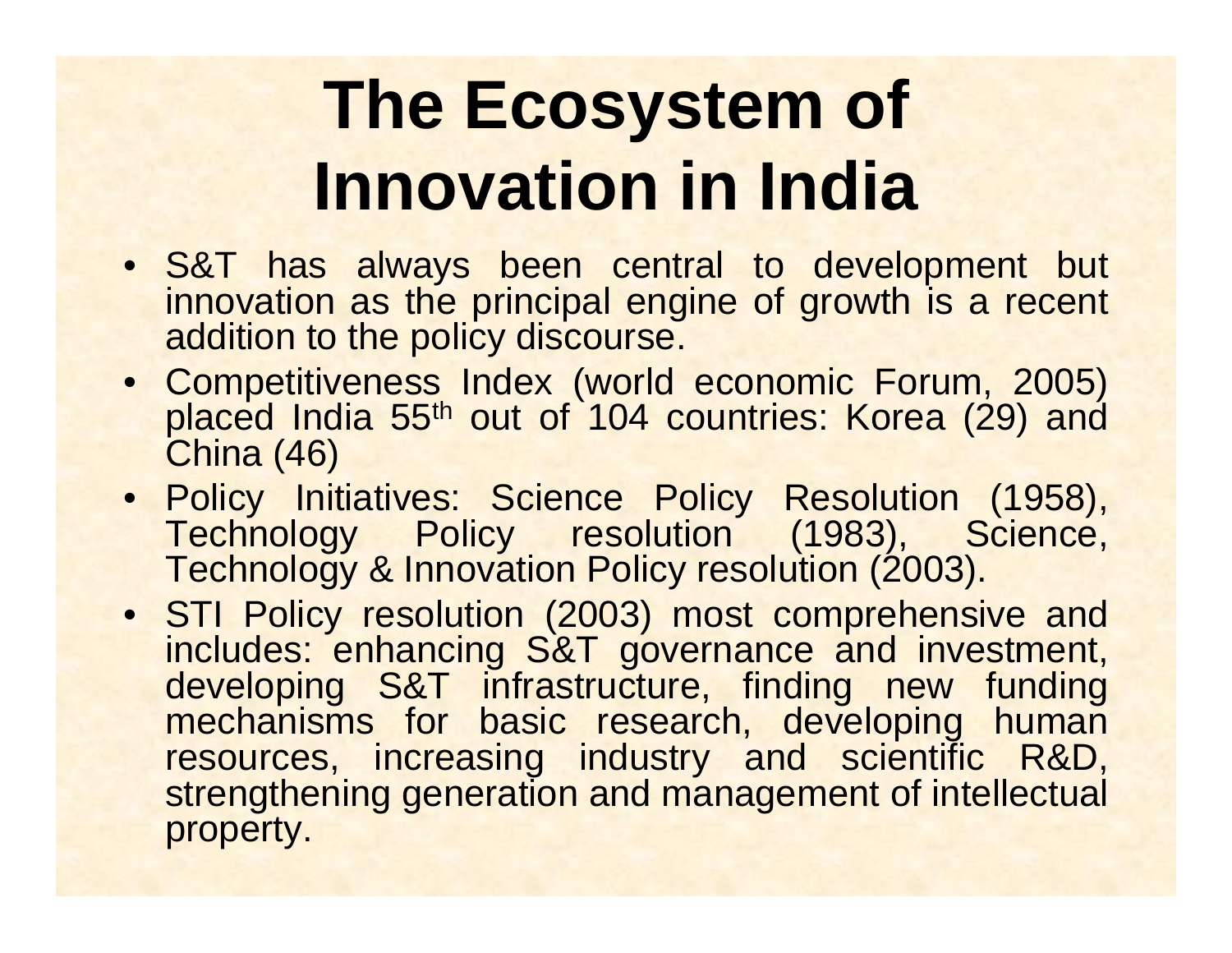# The Ecosystem of Innovation in India

- S&T has always been central to development but innovation as the principal engine of growth is a recent addition to the policy discourse.
- Competitiveness Index (world economic Forum, 2005) placed India 55th out of 104 countries: Korea (29) and China (46)
- Policy Initiatives: Science Policy Resolution (1958), Technology Policy resolution (1983), Science, Technology & Innovation Policy resolution (2003).
- STI Policy resolution (2003) most comprehensive and includes: enhancing S&T governance and investment, developing S&T infrastructure, finding new funding mechanisms for basic research, developing human resources, increasing industry and scientific R&D, strengthening generation and management of intellectual property.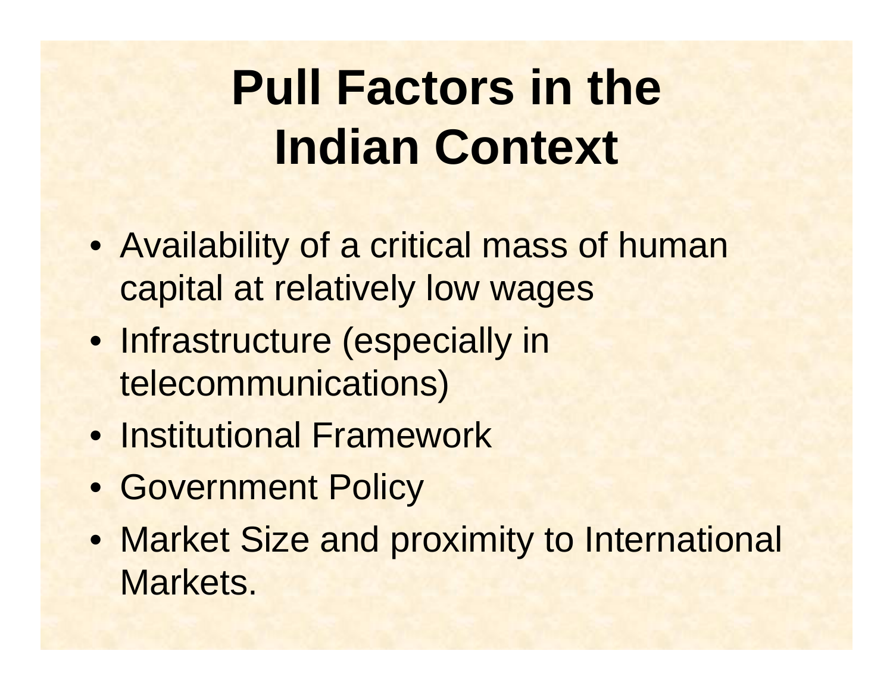# Pull Factors in the Indian Context

- Availability of a critical mass of human capital at relatively low wages
- Infrastructure (especially in telecommunications)
- Institutional Framework
- Government Policy
- Market Size and proximity to International Markets.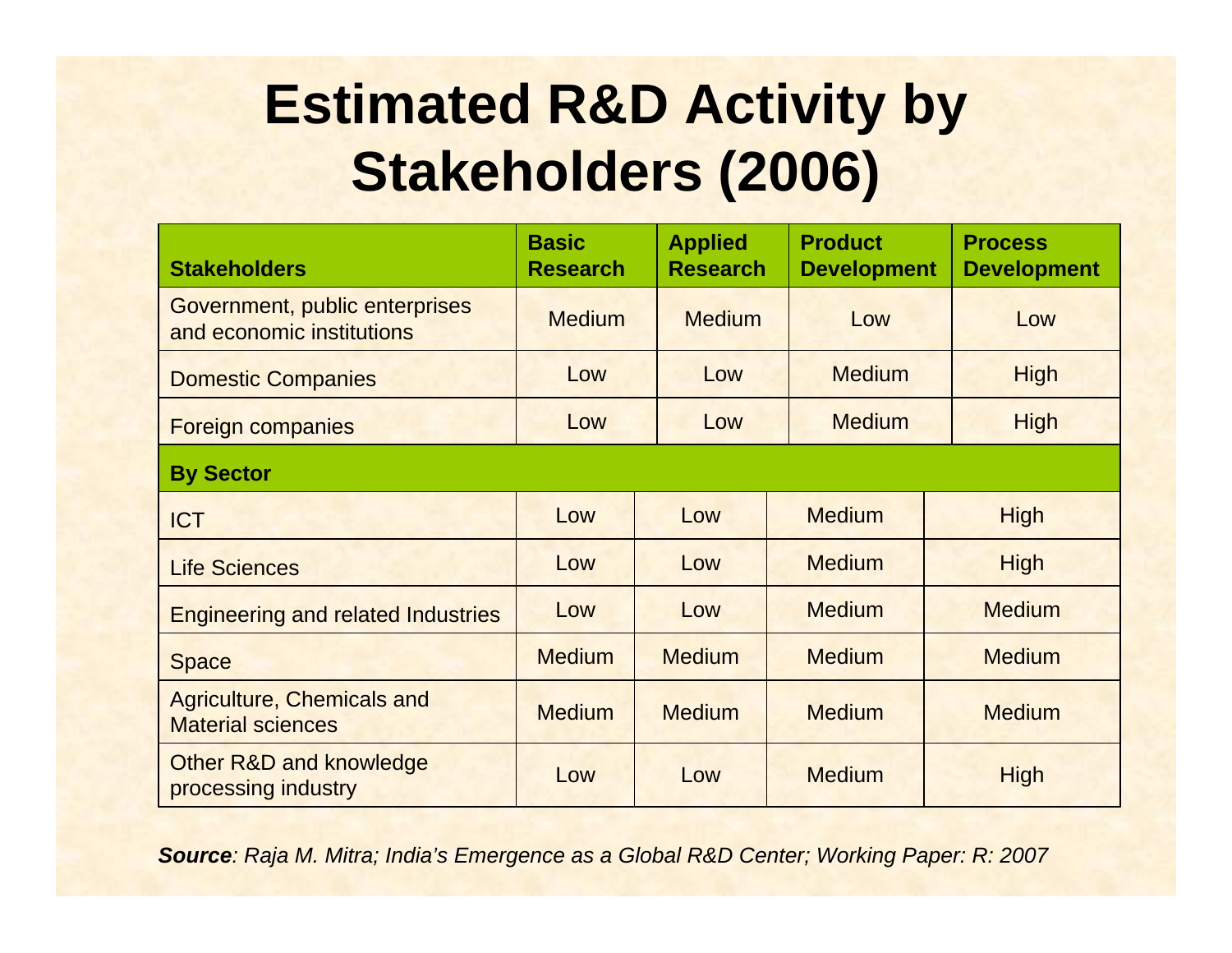# Estimated R&D Activity by Stakeholders (2006)

| Stakeholders | Basic Research | Applied Research | Product Development | Process Development |
|---|---|---|---|---|
| Government, public enterprises and economic institutions | Medium | Medium | Low | Low |
| Domestic Companies | Low | Low | Medium | High |
| Foreign companies | Low | Low | Medium | High |
| **By Sector** | | | | |
| ICT | Low | Low | Medium | High |
| Life Sciences | Low | Low | Medium | High |
| Engineering and related Industries | Low | Low | Medium | Medium |
| Space | Medium | Medium | Medium | Medium |
| Agriculture, Chemicals and Material sciences | Medium | Medium | Medium | Medium |
| Other R&D and knowledge processing industry | Low | Low | Medium | High |

***Source**: Raja M. Mitra; India's Emergence as a Global R&D Center; Working Paper: R: 2007*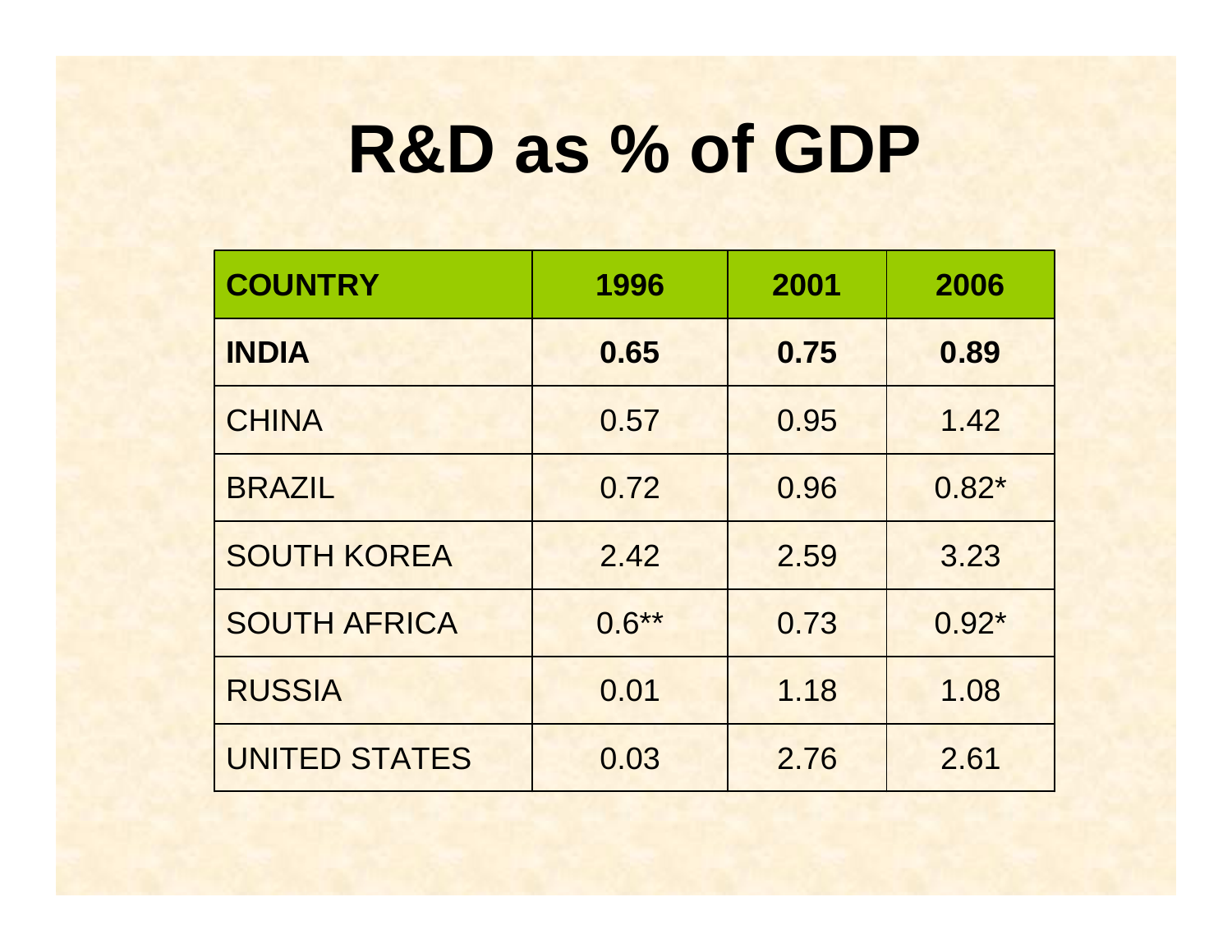# R&D as % of GDP

| COUNTRY | 1996 | 2001 | 2006 |
|---|---|---|---|
| **INDIA** | **0.65** | **0.75** | **0.89** |
| CHINA | 0.57 | 0.95 | 1.42 |
| BRAZIL | 0.72 | 0.96 | 0.82* |
| SOUTH KOREA | 2.42 | 2.59 | 3.23 |
| SOUTH AFRICA | 0.6** | 0.73 | 0.92* |
| RUSSIA | 0.01 | 1.18 | 1.08 |
| UNITED STATES | 0.03 | 2.76 | 2.61 |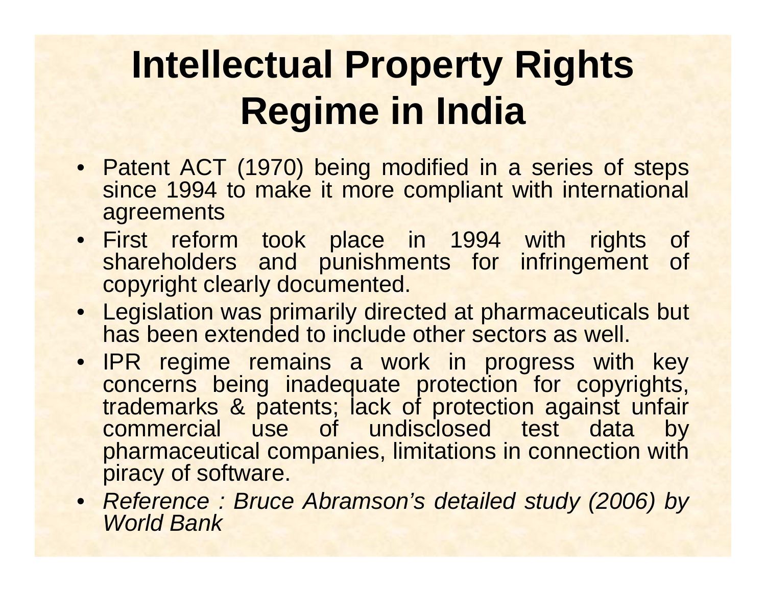# Intellectual Property Rights Regime in India

- Patent ACT (1970) being modified in a series of steps since 1994 to make it more compliant with international agreements
- First reform took place in 1994 with rights of shareholders and punishments for infringement of copyright clearly documented.
- Legislation was primarily directed at pharmaceuticals but has been extended to include other sectors as well.
- IPR regime remains a work in progress with key concerns being inadequate protection for copyrights, trademarks & patents; lack of protection against unfair commercial use of undisclosed test data by pharmaceutical companies, limitations in connection with piracy of software.
- *Reference : Bruce Abramson's detailed study (2006) by World Bank*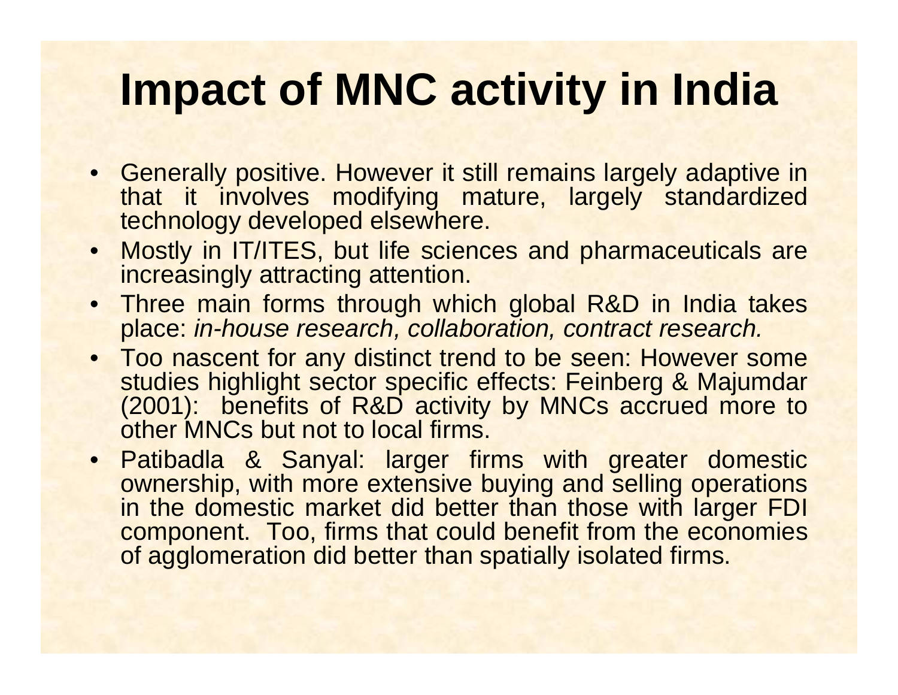# Impact of MNC activity in India

- Generally positive. However it still remains largely adaptive in that it involves modifying mature, largely standardized technology developed elsewhere.
- Mostly in IT/ITES, but life sciences and pharmaceuticals are increasingly attracting attention.
- Three main forms through which global R&D in India takes place: *in-house research, collaboration, contract research.*
- Too nascent for any distinct trend to be seen: However some studies highlight sector specific effects: Feinberg & Majumdar (2001): benefits of R&D activity by MNCs accrued more to other MNCs but not to local firms.
- Patibadla & Sanyal: larger firms with greater domestic ownership, with more extensive buying and selling operations in the domestic market did better than those with larger FDI component. Too, firms that could benefit from the economies of agglomeration did better than spatially isolated firms.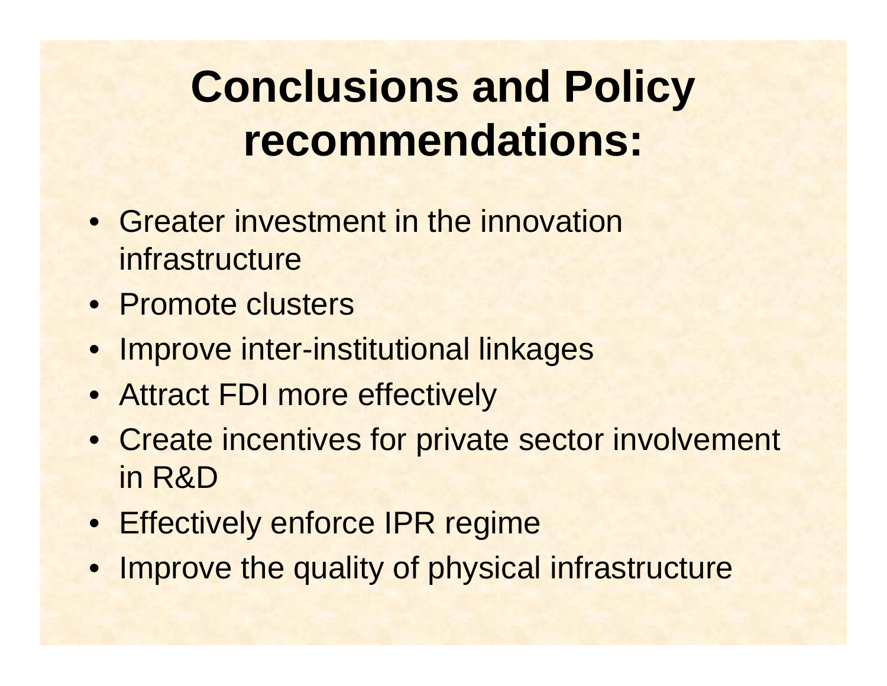# Conclusions and Policy recommendations:

- Greater investment in the innovation infrastructure
- Promote clusters
- Improve inter-institutional linkages
- Attract FDI more effectively
- Create incentives for private sector involvement in R&D
- Effectively enforce IPR regime
- Improve the quality of physical infrastructure